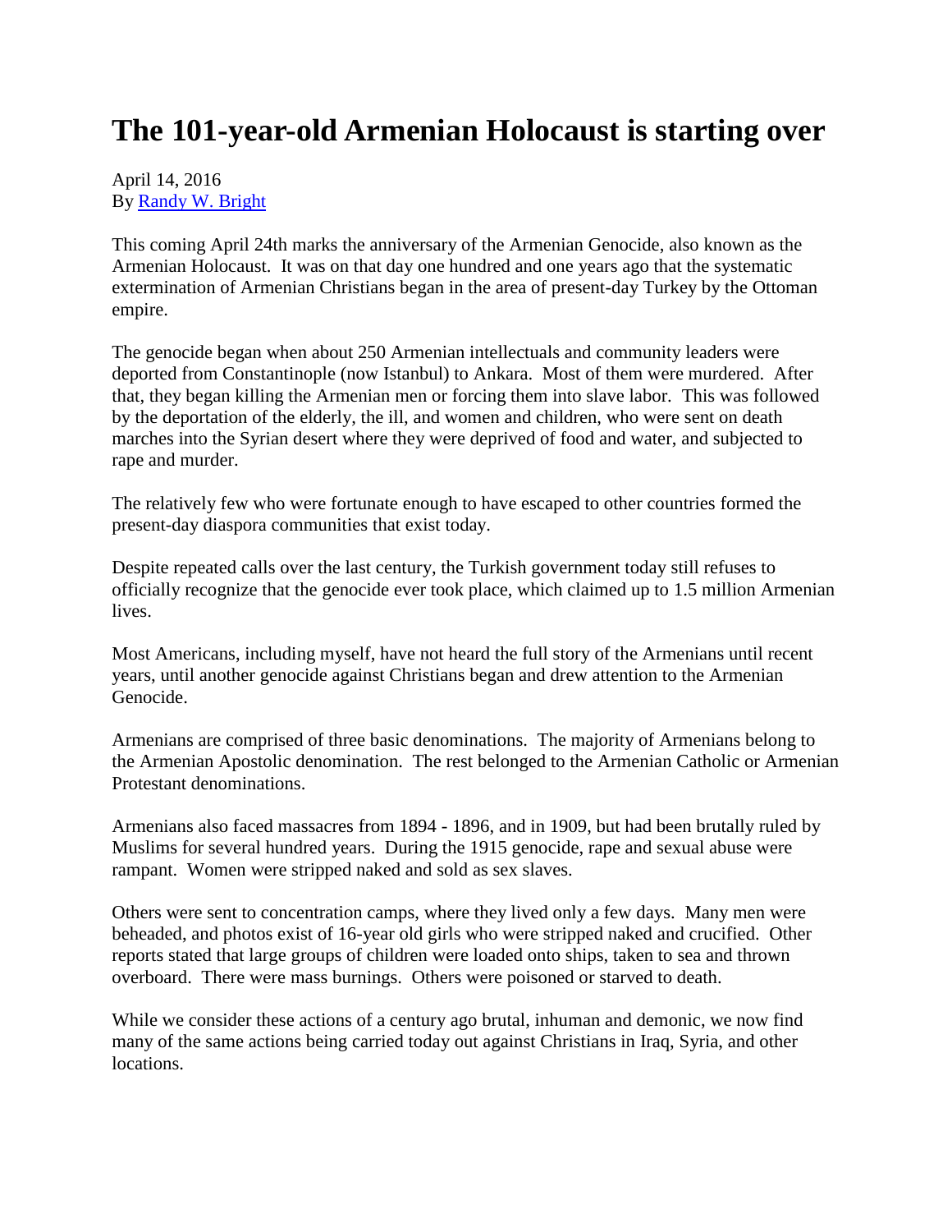# The 101-year-old Armenian Holocaust is starting over

April 14, 2016
By [Randy W. Bright]

This coming April 24th marks the anniversary of the Armenian Genocide, also known as the Armenian Holocaust. It was on that day one hundred and one years ago that the systematic extermination of Armenian Christians began in the area of present-day Turkey by the Ottoman empire.

The genocide began when about 250 Armenian intellectuals and community leaders were deported from Constantinople (now Istanbul) to Ankara. Most of them were murdered. After that, they began killing the Armenian men or forcing them into slave labor. This was followed by the deportation of the elderly, the ill, and women and children, who were sent on death marches into the Syrian desert where they were deprived of food and water, and subjected to rape and murder.

The relatively few who were fortunate enough to have escaped to other countries formed the present-day diaspora communities that exist today.

Despite repeated calls over the last century, the Turkish government today still refuses to officially recognize that the genocide ever took place, which claimed up to 1.5 million Armenian lives.

Most Americans, including myself, have not heard the full story of the Armenians until recent years, until another genocide against Christians began and drew attention to the Armenian Genocide.

Armenians are comprised of three basic denominations. The majority of Armenians belong to the Armenian Apostolic denomination. The rest belonged to the Armenian Catholic or Armenian Protestant denominations.

Armenians also faced massacres from 1894 - 1896, and in 1909, but had been brutally ruled by Muslims for several hundred years. During the 1915 genocide, rape and sexual abuse were rampant. Women were stripped naked and sold as sex slaves.

Others were sent to concentration camps, where they lived only a few days. Many men were beheaded, and photos exist of 16-year old girls who were stripped naked and crucified. Other reports stated that large groups of children were loaded onto ships, taken to sea and thrown overboard. There were mass burnings. Others were poisoned or starved to death.

While we consider these actions of a century ago brutal, inhuman and demonic, we now find many of the same actions being carried today out against Christians in Iraq, Syria, and other locations.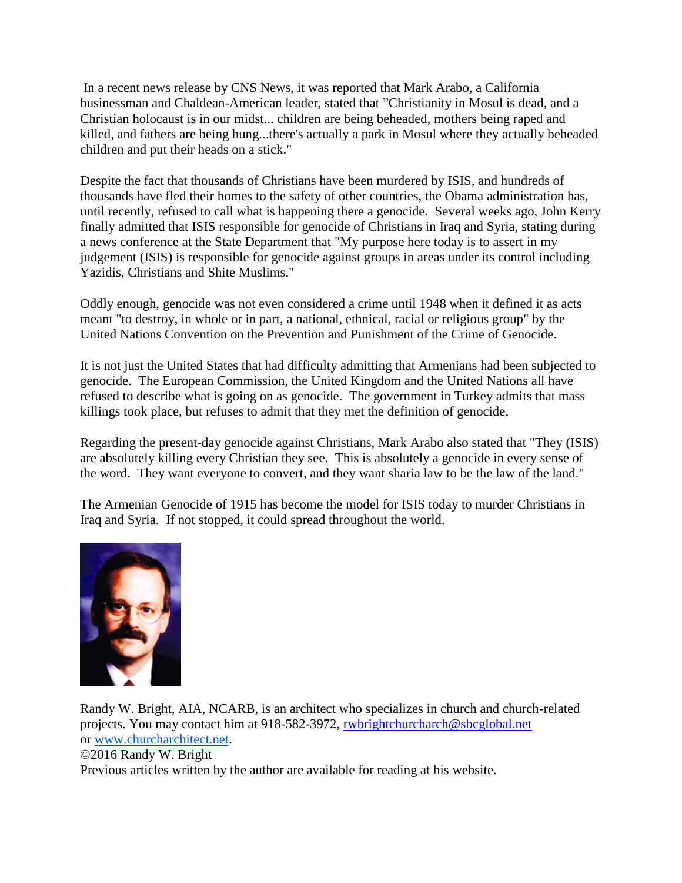In a recent news release by CNS News, it was reported that Mark Arabo, a California businessman and Chaldean-American leader, stated that "Christianity in Mosul is dead, and a Christian holocaust is in our midst... children are being beheaded, mothers being raped and killed, and fathers are being hung...there's actually a park in Mosul where they actually beheaded children and put their heads on a stick."

Despite the fact that thousands of Christians have been murdered by ISIS, and hundreds of thousands have fled their homes to the safety of other countries, the Obama administration has, until recently, refused to call what is happening there a genocide. Several weeks ago, John Kerry finally admitted that ISIS responsible for genocide of Christians in Iraq and Syria, stating during a news conference at the State Department that "My purpose here today is to assert in my judgement (ISIS) is responsible for genocide against groups in areas under its control including Yazidis, Christians and Shite Muslims."

Oddly enough, genocide was not even considered a crime until 1948 when it defined it as acts meant "to destroy, in whole or in part, a national, ethnical, racial or religious group" by the United Nations Convention on the Prevention and Punishment of the Crime of Genocide.

It is not just the United States that had difficulty admitting that Armenians had been subjected to genocide. The European Commission, the United Kingdom and the United Nations all have refused to describe what is going on as genocide. The government in Turkey admits that mass killings took place, but refuses to admit that they met the definition of genocide.

Regarding the present-day genocide against Christians, Mark Arabo also stated that "They (ISIS) are absolutely killing every Christian they see. This is absolutely a genocide in every sense of the word. They want everyone to convert, and they want sharia law to be the law of the land."

The Armenian Genocide of 1915 has become the model for ISIS today to murder Christians in Iraq and Syria. If not stopped, it could spread throughout the world.

Randy W. Bright, AIA, NCARB, is an architect who specializes in church and church-related projects. You may contact him at 918-582-3972, [rwbrightchurcharch@sbcglobal.net](mailto:rwbrightchurcharch@sbcglobal.net) or [www.churcharchitect.net](http://www.churcharchitect.net).
©2016 Randy W. Bright
Previous articles written by the author are available for reading at his website.